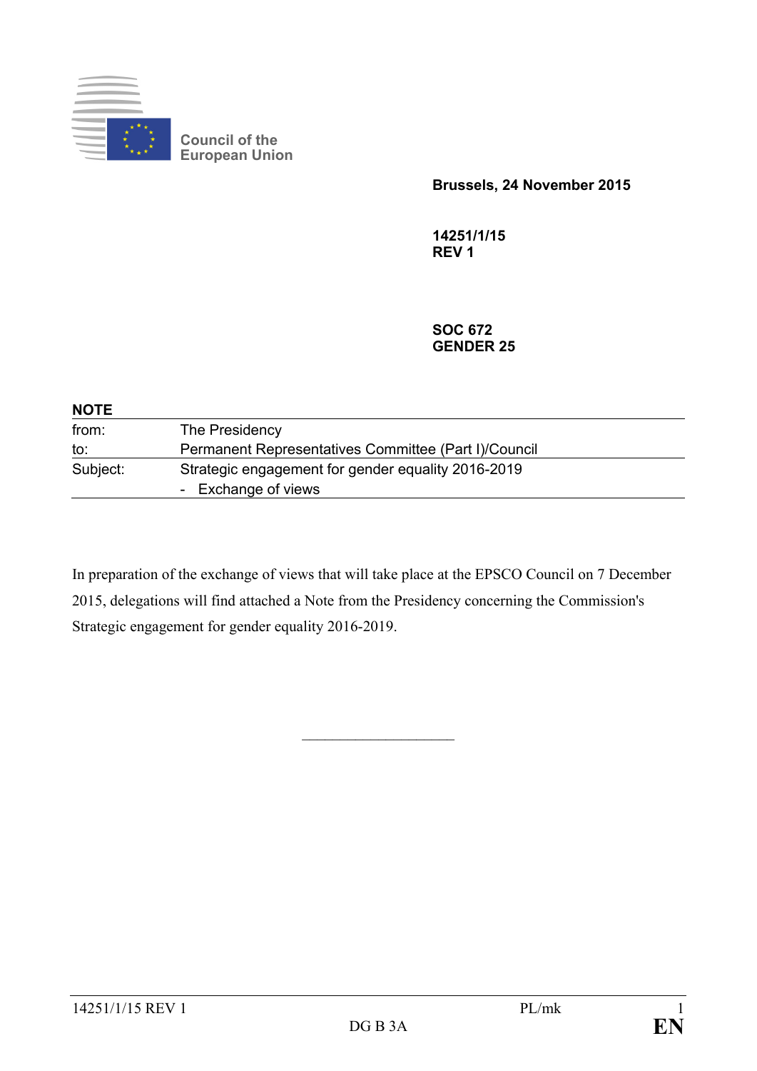Council of the European Union

**Brussels, 24 November 2015**

**14251/1/15**
**REV 1**

**SOC 672**
**GENDER 25**

**NOTE**

| | |
|---|---|
| from: | The Presidency |
| to: | Permanent Representatives Committee (Part I)/Council |
| Subject: | Strategic engagement for gender equality 2016-2019<br>- Exchange of views |

In preparation of the exchange of views that will take place at the EPSCO Council on 7 December 2015, delegations will find attached a Note from the Presidency concerning the Commission's Strategic engagement for gender equality 2016-2019.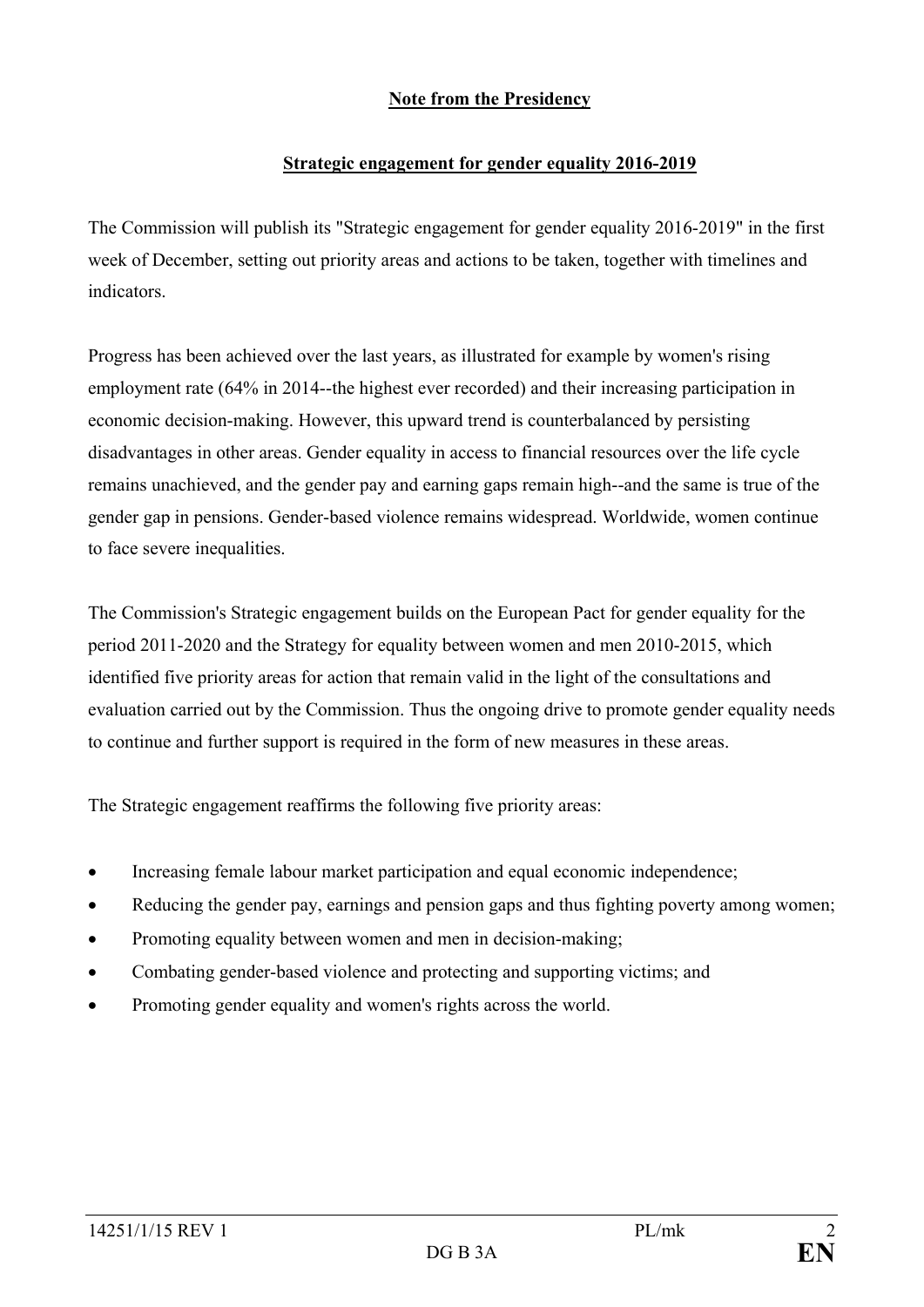**Note from the Presidency**

**Strategic engagement for gender equality 2016-2019**

The Commission will publish its "Strategic engagement for gender equality 2016-2019" in the first week of December, setting out priority areas and actions to be taken, together with timelines and indicators.

Progress has been achieved over the last years, as illustrated for example by women's rising employment rate (64% in 2014--the highest ever recorded) and their increasing participation in economic decision-making. However, this upward trend is counterbalanced by persisting disadvantages in other areas. Gender equality in access to financial resources over the life cycle remains unachieved, and the gender pay and earning gaps remain high--and the same is true of the gender gap in pensions. Gender-based violence remains widespread. Worldwide, women continue to face severe inequalities.

The Commission's Strategic engagement builds on the European Pact for gender equality for the period 2011-2020 and the Strategy for equality between women and men 2010-2015, which identified five priority areas for action that remain valid in the light of the consultations and evaluation carried out by the Commission. Thus the ongoing drive to promote gender equality needs to continue and further support is required in the form of new measures in these areas.

The Strategic engagement reaffirms the following five priority areas:

- Increasing female labour market participation and equal economic independence;
- Reducing the gender pay, earnings and pension gaps and thus fighting poverty among women;
- Promoting equality between women and men in decision-making;
- Combating gender-based violence and protecting and supporting victims; and
- Promoting gender equality and women's rights across the world.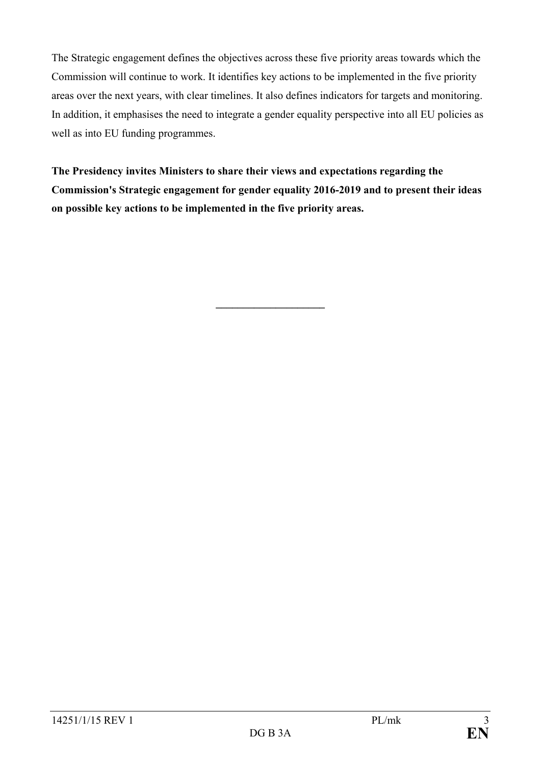The Strategic engagement defines the objectives across these five priority areas towards which the Commission will continue to work. It identifies key actions to be implemented in the five priority areas over the next years, with clear timelines. It also defines indicators for targets and monitoring. In addition, it emphasises the need to integrate a gender equality perspective into all EU policies as well as into EU funding programmes.

**The Presidency invites Ministers to share their views and expectations regarding the Commission's Strategic engagement for gender equality 2016-2019 and to present their ideas on possible key actions to be implemented in the five priority areas.**

---